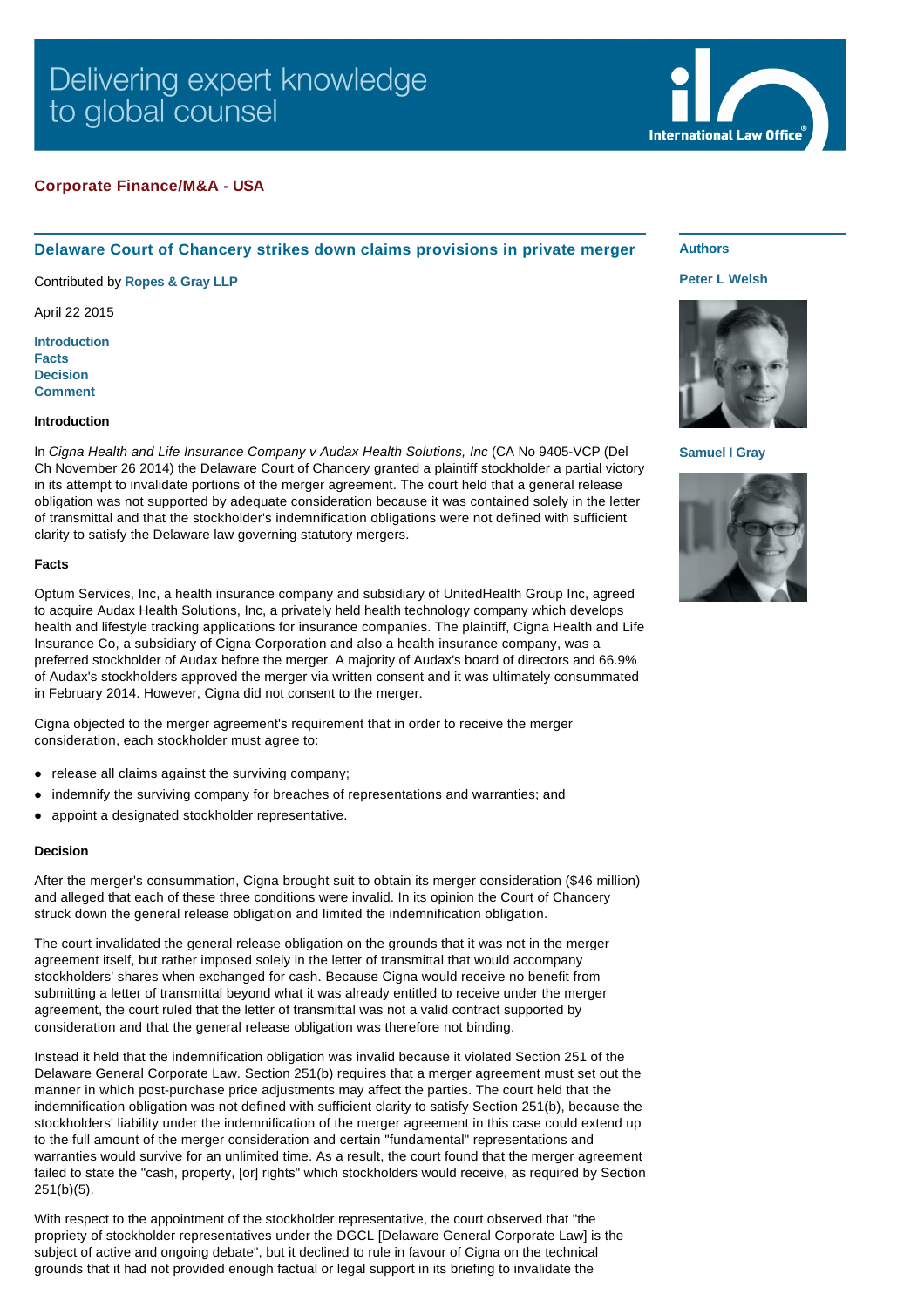Delivering expert knowledge to global counsel

**Corporate Finance/M&A - USA**

## Delaware Court of Chancery strikes down claims provisions in private merger

Contributed by **Ropes & Gray LLP**

April 22 2015

**Authors**

**Peter L Welsh**

**Samuel I Gray**

- Introduction
- Facts
- Decision
- Comment

### Introduction

In *Cigna Health and Life Insurance Company v Audax Health Solutions, Inc* (CA No 9405-VCP (Del Ch November 26 2014) the Delaware Court of Chancery granted a plaintiff stockholder a partial victory in its attempt to invalidate portions of the merger agreement. The court held that a general release obligation was not supported by adequate consideration because it was contained solely in the letter of transmittal and that the stockholder's indemnification obligations were not defined with sufficient clarity to satisfy the Delaware law governing statutory mergers.

### Facts

Optum Services, Inc, a health insurance company and subsidiary of UnitedHealth Group Inc, agreed to acquire Audax Health Solutions, Inc, a privately held health technology company which develops health and lifestyle tracking applications for insurance companies. The plaintiff, Cigna Health and Life Insurance Co, a subsidiary of Cigna Corporation and also a health insurance company, was a preferred stockholder of Audax before the merger. A majority of Audax's board of directors and 66.9% of Audax's stockholders approved the merger via written consent and it was ultimately consummated in February 2014. However, Cigna did not consent to the merger.

Cigna objected to the merger agreement's requirement that in order to receive the merger consideration, each stockholder must agree to:

- release all claims against the surviving company;
- indemnify the surviving company for breaches of representations and warranties; and
- appoint a designated stockholder representative.

### Decision

After the merger's consummation, Cigna brought suit to obtain its merger consideration ($46 million) and alleged that each of these three conditions were invalid. In its opinion the Court of Chancery struck down the general release obligation and limited the indemnification obligation.

The court invalidated the general release obligation on the grounds that it was not in the merger agreement itself, but rather imposed solely in the letter of transmittal that would accompany stockholders' shares when exchanged for cash. Because Cigna would receive no benefit from submitting a letter of transmittal beyond what it was already entitled to receive under the merger agreement, the court ruled that the letter of transmittal was not a valid contract supported by consideration and that the general release obligation was therefore not binding.

Instead it held that the indemnification obligation was invalid because it violated Section 251 of the Delaware General Corporate Law. Section 251(b) requires that a merger agreement must set out the manner in which post-purchase price adjustments may affect the parties. The court held that the indemnification obligation was not defined with sufficient clarity to satisfy Section 251(b), because the stockholders' liability under the indemnification of the merger agreement in this case could extend up to the full amount of the merger consideration and certain "fundamental" representations and warranties would survive for an unlimited time. As a result, the court found that the merger agreement failed to state the "cash, property, [or] rights" which stockholders would receive, as required by Section 251(b)(5).

With respect to the appointment of the stockholder representative, the court observed that "the propriety of stockholder representatives under the DGCL [Delaware General Corporate Law] is the subject of active and ongoing debate", but it declined to rule in favour of Cigna on the technical grounds that it had not provided enough factual or legal support in its briefing to invalidate the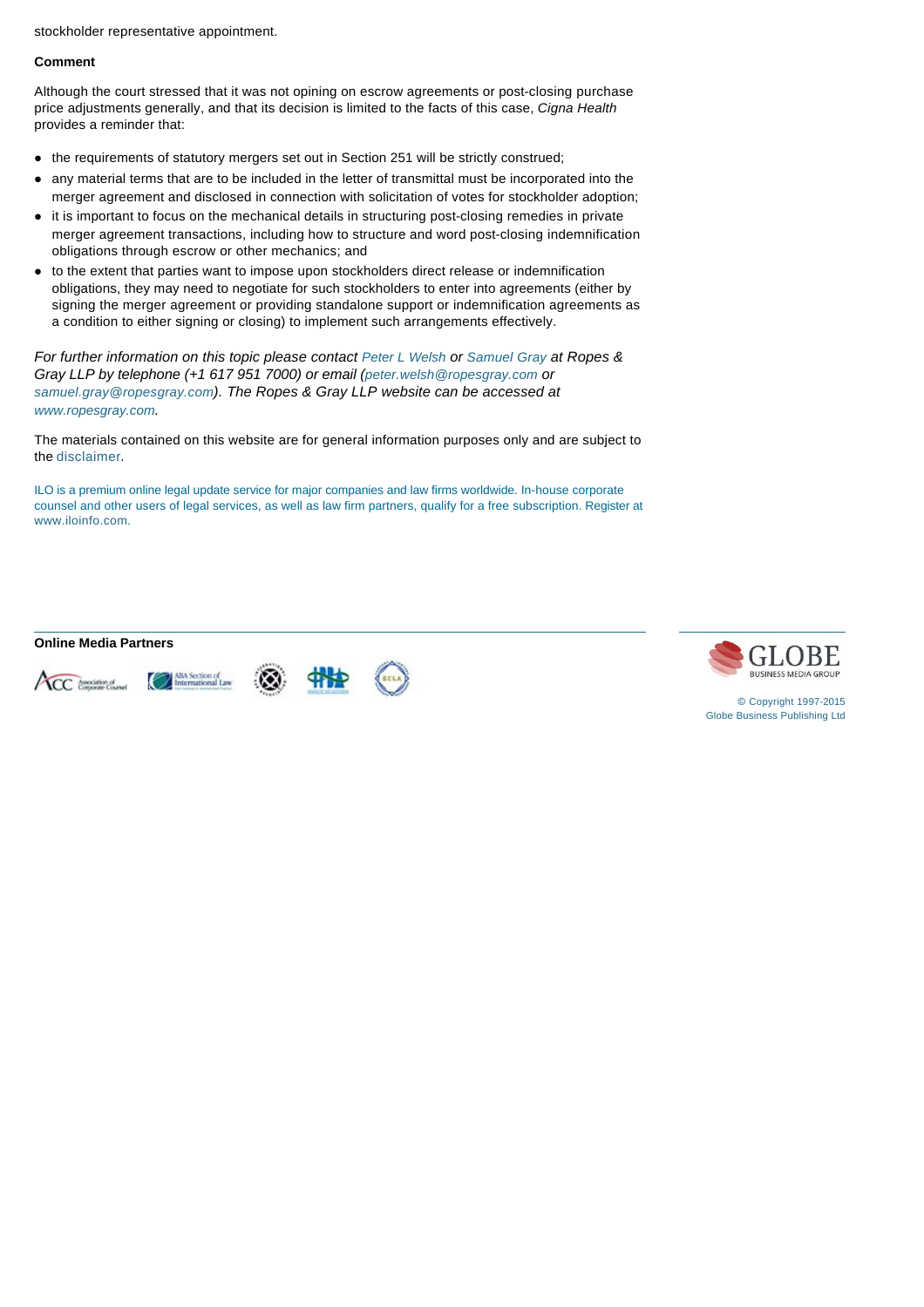stockholder representative appointment.

**Comment**

Although the court stressed that it was not opining on escrow agreements or post-closing purchase price adjustments generally, and that its decision is limited to the facts of this case, *Cigna Health* provides a reminder that:

- the requirements of statutory mergers set out in Section 251 will be strictly construed;
- any material terms that are to be included in the letter of transmittal must be incorporated into the merger agreement and disclosed in connection with solicitation of votes for stockholder adoption;
- it is important to focus on the mechanical details in structuring post-closing remedies in private merger agreement transactions, including how to structure and word post-closing indemnification obligations through escrow or other mechanics; and
- to the extent that parties want to impose upon stockholders direct release or indemnification obligations, they may need to negotiate for such stockholders to enter into agreements (either by signing the merger agreement or providing standalone support or indemnification agreements as a condition to either signing or closing) to implement such arrangements effectively.

*For further information on this topic please contact Peter L Welsh or Samuel Gray at Ropes & Gray LLP by telephone (+1 617 951 7000) or email (peter.welsh@ropesgray.com or samuel.gray@ropesgray.com). The Ropes & Gray LLP website can be accessed at www.ropesgray.com.*

The materials contained on this website are for general information purposes only and are subject to the disclaimer.

ILO is a premium online legal update service for major companies and law firms worldwide. In-house corporate counsel and other users of legal services, as well as law firm partners, qualify for a free subscription. Register at www.iloinfo.com.

**Online Media Partners**

© Copyright 1997-2015
Globe Business Publishing Ltd